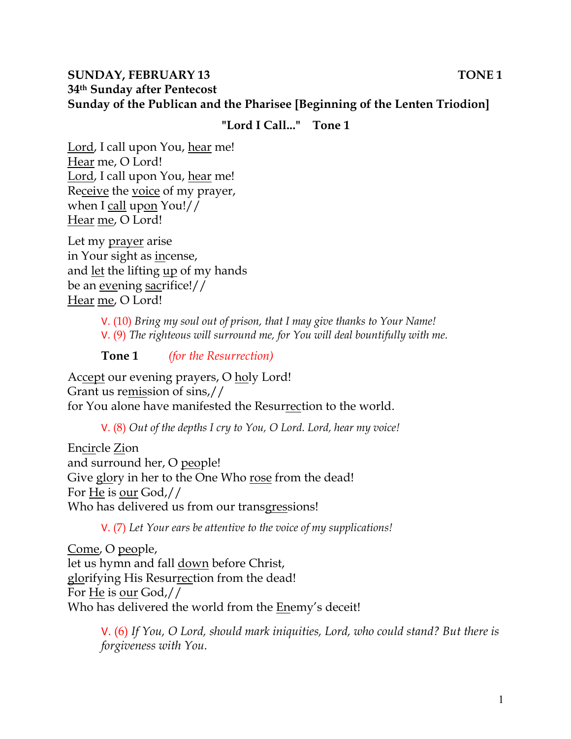**SUNDAY, FEBRUARY 13** **TONE 1**
**34th Sunday after Pentecost**
**Sunday of the Publican and the Pharisee [Beginning of the Lenten Triodion]**

**"Lord I Call..." Tone 1**

Lord, I call upon You, hear me!
Hear me, O Lord!
Lord, I call upon You, hear me!
Receive the voice of my prayer,
when I call upon You!//
Hear me, O Lord!

Let my prayer arise
in Your sight as incense,
and let the lifting up of my hands
be an evening sacrifice!//
Hear me, O Lord!

> V. (10) *Bring my soul out of prison, that I may give thanks to Your Name!*
> V. (9) *The righteous will surround me, for You will deal bountifully with me.*

**Tone 1** *(for the Resurrection)*

Accept our evening prayers, O holy Lord!
Grant us remission of sins,//
for You alone have manifested the Resurrection to the world.

> V. (8) *Out of the depths I cry to You, O Lord. Lord, hear my voice!*

Encircle Zion
and surround her, O people!
Give glory in her to the One Who rose from the dead!
For He is our God,//
Who has delivered us from our transgressions!

> V. (7) *Let Your ears be attentive to the voice of my supplications!*

Come, O people,
let us hymn and fall down before Christ,
glorifying His Resurrection from the dead!
For He is our God,//
Who has delivered the world from the Enemy's deceit!

> V. (6) *If You, O Lord, should mark iniquities, Lord, who could stand? But there is forgiveness with You.*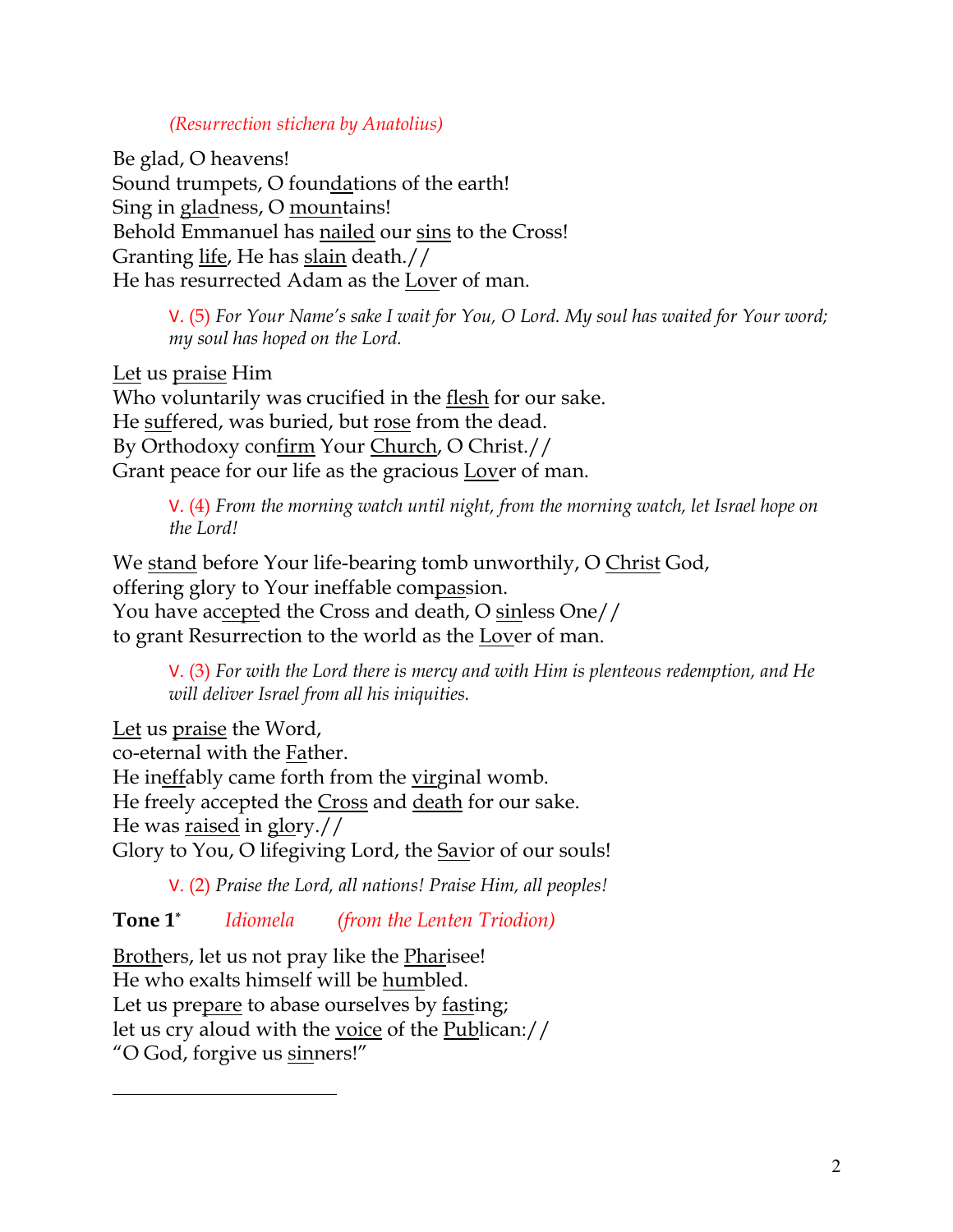*(Resurrection stichera by Anatolius)*

Be glad, O heavens!
Sound trumpets, O foundations of the earth!
Sing in gladness, O mountains!
Behold Emmanuel has nailed our sins to the Cross!
Granting life, He has slain death.//
He has resurrected Adam as the Lover of man.

> V. (5) *For Your Name's sake I wait for You, O Lord. My soul has waited for Your word; my soul has hoped on the Lord.*

Let us praise Him
Who voluntarily was crucified in the flesh for our sake.
He suffered, was buried, but rose from the dead.
By Orthodoxy confirm Your Church, O Christ.//
Grant peace for our life as the gracious Lover of man.

> V. (4) *From the morning watch until night, from the morning watch, let Israel hope on the Lord!*

We stand before Your life-bearing tomb unworthily, O Christ God,
offering glory to Your ineffable compassion.
You have accepted the Cross and death, O sinless One//
to grant Resurrection to the world as the Lover of man.

> V. (3) *For with the Lord there is mercy and with Him is plenteous redemption, and He will deliver Israel from all his iniquities.*

Let us praise the Word,
co-eternal with the Father.
He ineffably came forth from the virginal womb.
He freely accepted the Cross and death for our sake.
He was raised in glory.//
Glory to You, O lifegiving Lord, the Savior of our souls!

> V. (2) *Praise the Lord, all nations! Praise Him, all peoples!*

**Tone 1*** *Idiomela* *(from the Lenten Triodion)*

Brothers, let us not pray like the Pharisee!
He who exalts himself will be humbled.
Let us prepare to abase ourselves by fasting;
let us cry aloud with the voice of the Publican://
"O God, forgive us sinners!"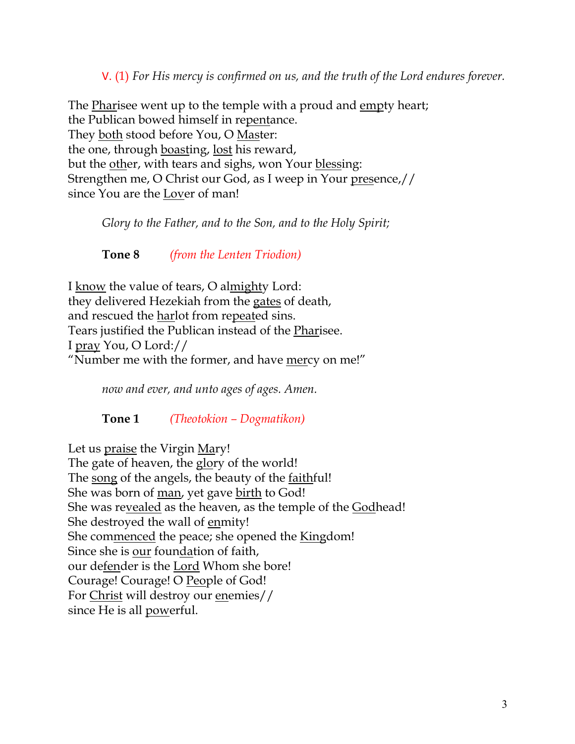V. (1) *For His mercy is confirmed on us, and the truth of the Lord endures forever.*

The <u>Phar</u>isee went up to the temple with a proud and <u>emp</u>ty heart;
the Publican bowed himself in re<u>pent</u>ance.
They <u>both</u> stood before You, O <u>Mas</u>ter:
the one, through <u>boast</u>ing, <u>lost</u> his reward,
but the <u>oth</u>er, with tears and sighs, won Your <u>bless</u>ing:
Strengthen me, O Christ our God, as I weep in Your <u>pres</u>ence,//
since You are the <u>Lov</u>er of man!

*Glory to the Father, and to the Son, and to the Holy Spirit;*

**Tone 8** *(from the Lenten Triodion)*

I <u>know</u> the value of tears, O al<u>might</u>y Lord:
they delivered Hezekiah from the <u>gates</u> of death,
and rescued the <u>har</u>lot from re<u>peat</u>ed sins.
Tears justified the Publican instead of the <u>Phar</u>isee.
I <u>pray</u> You, O Lord://
"Number me with the former, and have <u>mer</u>cy on me!"

*now and ever, and unto ages of ages. Amen.*

**Tone 1** *(Theotokion – Dogmatikon)*

Let us <u>praise</u> the Virgin <u>Mar</u>y!
The gate of heaven, the <u>glo</u>ry of the world!
The <u>song</u> of the angels, the beauty of the <u>faith</u>ful!
She was born of <u>man</u>, yet gave <u>birth</u> to God!
She was re<u>vealed</u> as the heaven, as the temple of the <u>God</u>head!
She destroyed the wall of <u>en</u>mity!
She com<u>menced</u> the peace; she opened the <u>King</u>dom!
Since she is <u>our</u> foun<u>da</u>tion of faith,
our de<u>fen</u>der is the <u>Lord</u> Whom she bore!
Courage! Courage! O <u>Peo</u>ple of God!
For <u>Christ</u> will destroy our <u>en</u>emies//
since He is all <u>pow</u>erful.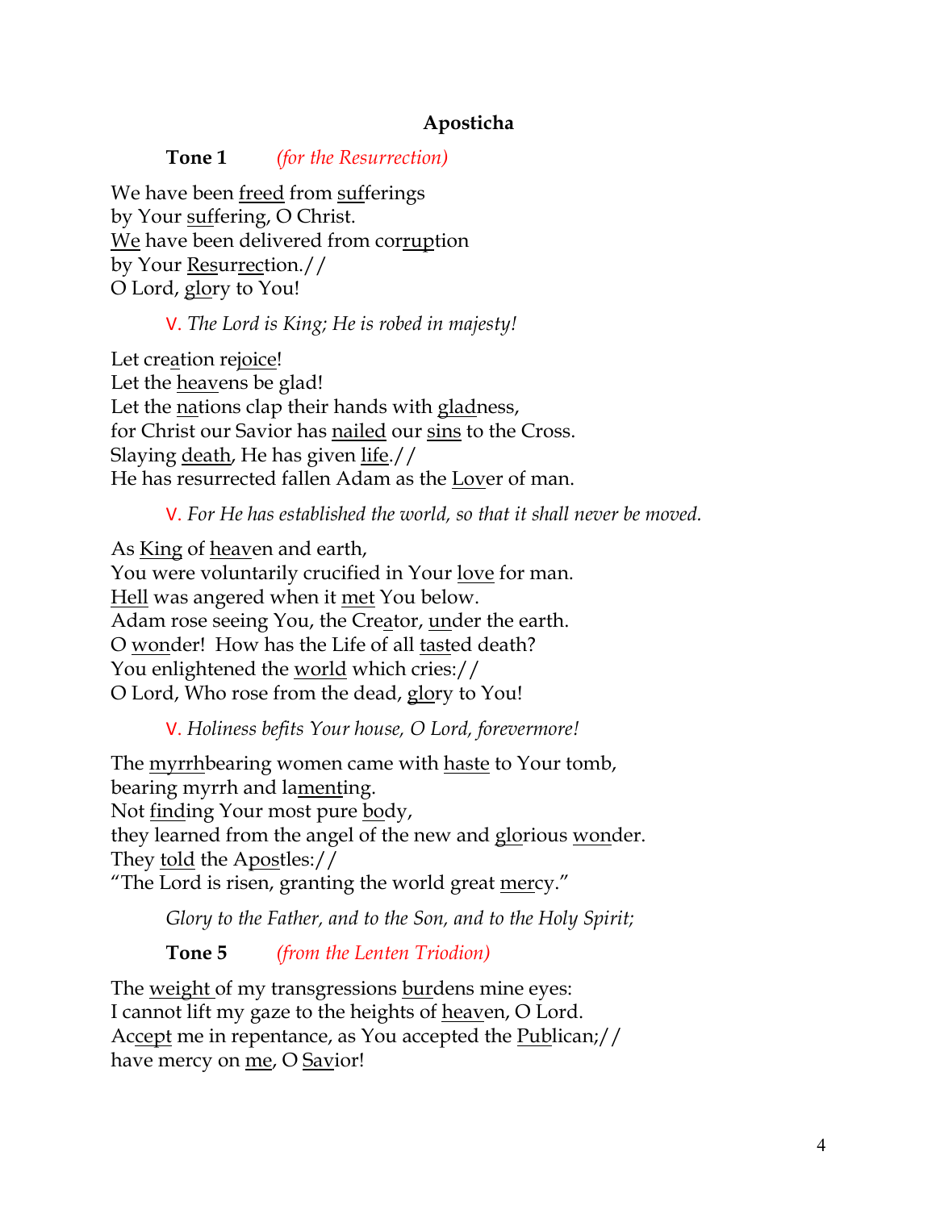## Apsticha

**Tone 1** *(for the Resurrection)*

We have been freed from sufferings
by Your suffering, O Christ.
We have been delivered from corruption
by Your Resurrection.//
O Lord, glory to You!

V. *The Lord is King; He is robed in majesty!*

Let creation rejoice!
Let the heavens be glad!
Let the nations clap their hands with gladness,
for Christ our Savior has nailed our sins to the Cross.
Slaying death, He has given life.//
He has resurrected fallen Adam as the Lover of man.

V. *For He has established the world, so that it shall never be moved.*

As King of heaven and earth,
You were voluntarily crucified in Your love for man.
Hell was angered when it met You below.
Adam rose seeing You, the Creator, under the earth.
O wonder! How has the Life of all tasted death?
You enlightened the world which cries://
O Lord, Who rose from the dead, glory to You!

V. *Holiness befits Your house, O Lord, forevermore!*

The myrrhbearing women came with haste to Your tomb,
bearing myrrh and lamenting.
Not finding Your most pure body,
they learned from the angel of the new and glorious wonder.
They told the Apostles://
"The Lord is risen, granting the world great mercy."

*Glory to the Father, and to the Son, and to the Holy Spirit;*

**Tone 5** *(from the Lenten Triodion)*

The weight of my transgressions burdens mine eyes:
I cannot lift my gaze to the heights of heaven, O Lord.
Accept me in repentance, as You accepted the Publican;//
have mercy on me, O Savior!

## Aposticha

**Tone 1** *(for the Resurrection)*

We have been freed from sufferings
by Your suffering, O Christ.
We have been delivered from corruption
by Your Resurrection.//
O Lord, glory to You!

V. *The Lord is King; He is robed in majesty!*

Let creation rejoice!
Let the heavens be glad!
Let the nations clap their hands with gladness,
for Christ our Savior has nailed our sins to the Cross.
Slaying death, He has given life.//
He has resurrected fallen Adam as the Lover of man.

V. *For He has established the world, so that it shall never be moved.*

As King of heaven and earth,
You were voluntarily crucified in Your love for man.
Hell was angered when it met You below.
Adam rose seeing You, the Creator, under the earth.
O wonder! How has the Life of all tasted death?
You enlightened the world which cries://
O Lord, Who rose from the dead, glory to You!

V. *Holiness befits Your house, O Lord, forevermore!*

The myrrhbearing women came with haste to Your tomb,
bearing myrrh and lamenting.
Not finding Your most pure body,
they learned from the angel of the new and glorious wonder.
They told the Apostles://
"The Lord is risen, granting the world great mercy."

*Glory to the Father, and to the Son, and to the Holy Spirit;*

**Tone 5** *(from the Lenten Triodion)*

The weight of my transgressions burdens mine eyes:
I cannot lift my gaze to the heights of heaven, O Lord.
Accept me in repentance, as You accepted the Publican;//
have mercy on me, O Savior!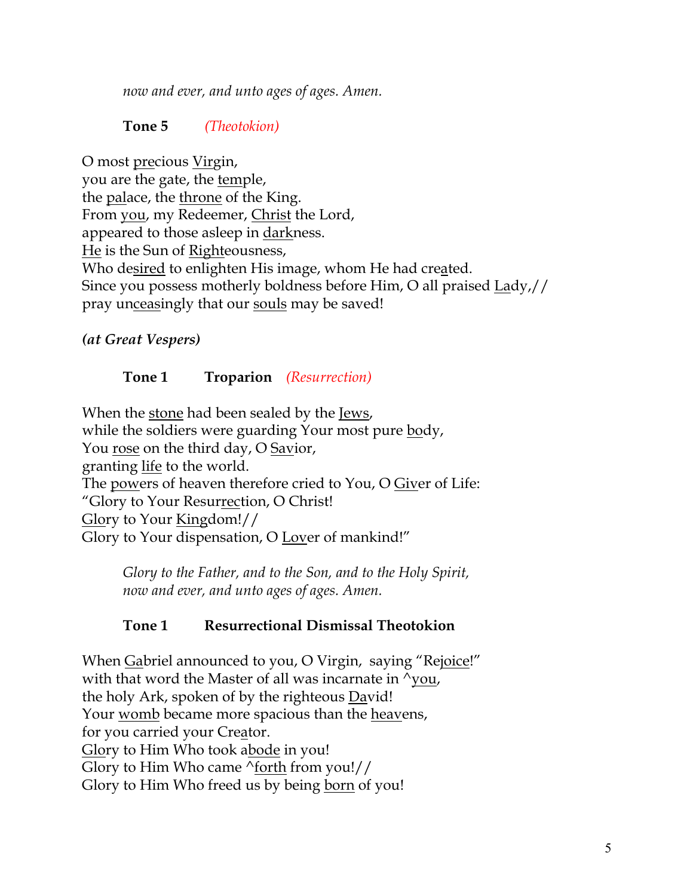*now and ever, and unto ages of ages. Amen.*

**Tone 5** *(Theotokion)*

O most <u>pre</u>cious <u>Vir</u>gin,
you are the gate, the <u>tem</u>ple,
the <u>pal</u>ace, the <u>throne</u> of the King.
From <u>you</u>, my Redeemer, <u>Christ</u> the Lord,
appeared to those asleep in <u>dark</u>ness.
<u>He</u> is the Sun of <u>Right</u>eousness,
Who de<u>sired</u> to enlighten His image, whom He had cre<u>a</u>ted.
Since you possess motherly boldness before Him, O all praised <u>La</u>dy,//
pray un<u>ceas</u>ingly that our <u>souls</u> may be saved!

***(at Great Vespers)***

**Tone 1** **Troparion** *(Resurrection)*

When the <u>stone</u> had been sealed by the <u>Jews</u>,
while the soldiers were guarding Your most pure <u>bod</u>y,
You <u>rose</u> on the third day, O <u>Sav</u>ior,
granting <u>life</u> to the world.
The <u>pow</u>ers of heaven therefore cried to You, O <u>Giv</u>er of Life:
"Glory to Your Resur<u>rec</u>tion, O Christ!
<u>Glo</u>ry to Your <u>King</u>dom!//
Glory to Your dispensation, O <u>Lov</u>er of mankind!"

*Glory to the Father, and to the Son, and to the Holy Spirit,*
*now and ever, and unto ages of ages. Amen.*

**Tone 1** **Resurrectional Dismissal Theotokion**

When <u>Ga</u>briel announced to you, O Virgin, saying "Re<u>joice</u>!"
with that word the Master of all was incarnate in ^<u>you</u>,
the holy Ark, spoken of by the righteous <u>Da</u>vid!
Your <u>womb</u> became more spacious than the <u>heav</u>ens,
for you carried your Cre<u>a</u>tor.
<u>Glo</u>ry to Him Who took a<u>bode</u> in you!
Glory to Him Who came ^<u>forth</u> from you!//
Glory to Him Who freed us by being <u>born</u> of you!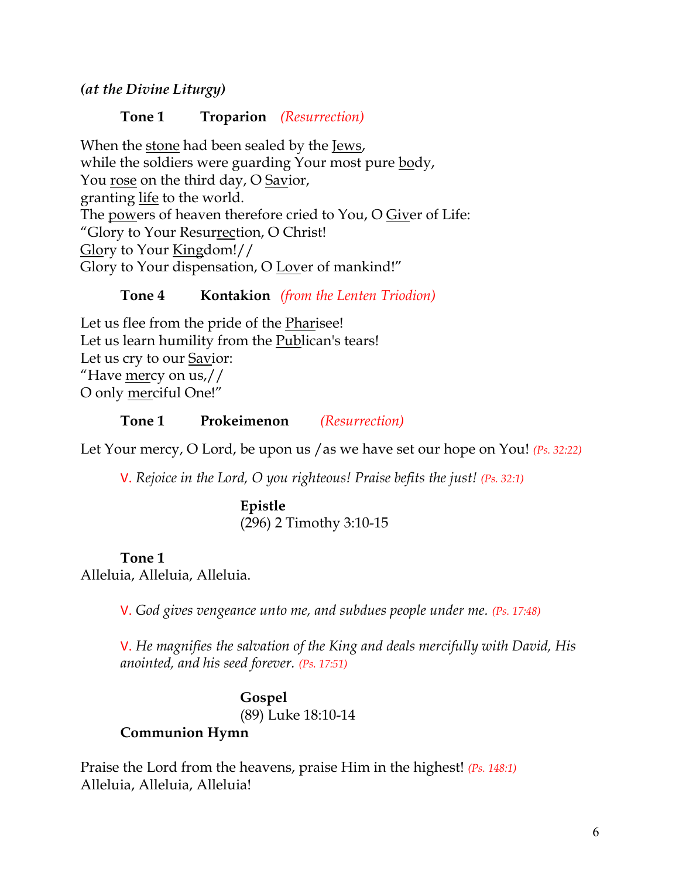***(at the Divine Liturgy)***

**Tone 1** **Troparion** *(Resurrection)*

When the <u>stone</u> had been sealed by the <u>Jews</u>,
while the soldiers were guarding Your most pure <u>bo</u>dy,
You <u>rose</u> on the third day, O <u>Sav</u>ior,
granting <u>life</u> to the world.
The <u>pow</u>ers of heaven therefore cried to You, O <u>Giv</u>er of Life:
"Glory to Your Resur<u>rec</u>tion, O Christ!
<u>Glo</u>ry to Your <u>King</u>dom!//
Glory to Your dispensation, O <u>Lov</u>er of mankind!"

**Tone 4** **Kontakion** *(from the Lenten Triodion)*

Let us flee from the pride of the <u>Phar</u>isee!
Let us learn humility from the <u>Pub</u>lican's tears!
Let us cry to our <u>Sav</u>ior:
"Have <u>mer</u>cy on us,//
O only <u>mer</u>ciful One!"

**Tone 1** **Prokeimenon** *(Resurrection)*

Let Your mercy, O Lord, be upon us /as we have set our hope on You! *(Ps. 32:22)*

V. *Rejoice in the Lord, O you righteous! Praise befits the just! (Ps. 32:1)*

**Epistle**
(296) 2 Timothy 3:10-15

**Tone 1**
Alleluia, Alleluia, Alleluia.

V. *God gives vengeance unto me, and subdues people under me. (Ps. 17:48)*

V. *He magnifies the salvation of the King and deals mercifully with David, His anointed, and his seed forever. (Ps. 17:51)*

**Gospel**
(89) Luke 18:10-14

**Communion Hymn**

Praise the Lord from the heavens, praise Him in the highest! *(Ps. 148:1)*
Alleluia, Alleluia, Alleluia!